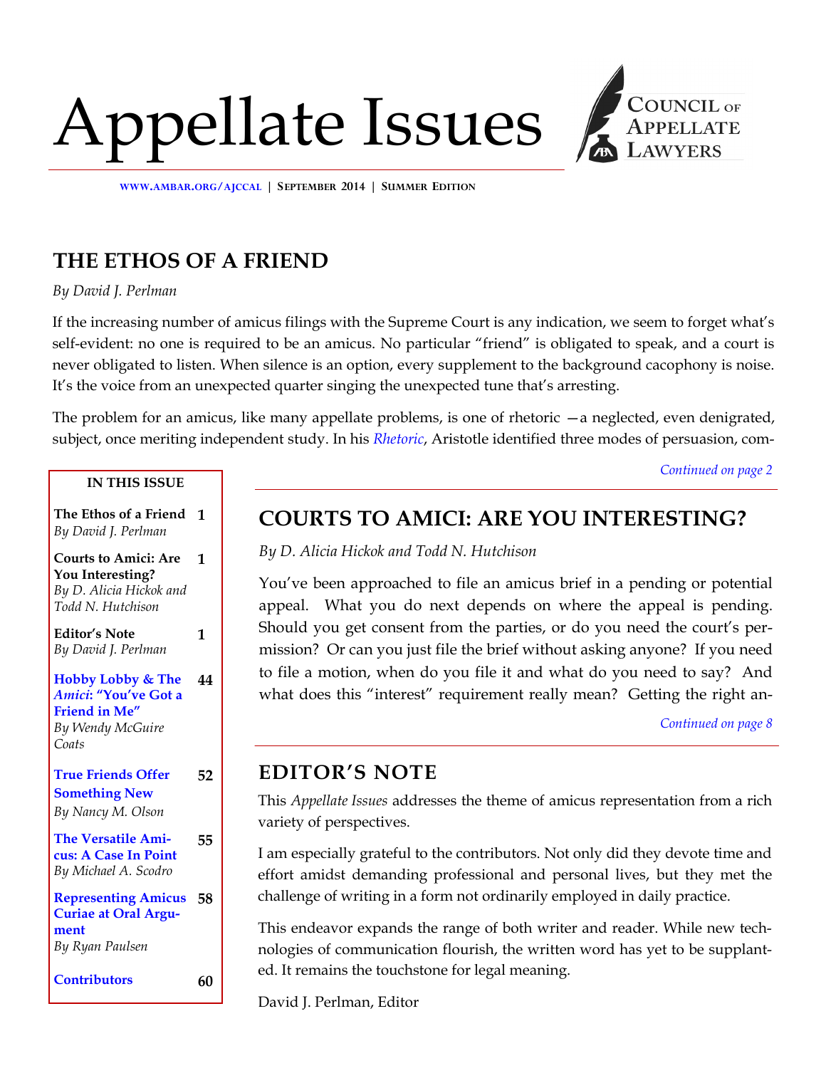# Appellate Issues

Council of Appellate Lawyers

www.ambar.org/ajccal | September 2014 | Summer Edition

## THE ETHOS OF A FRIEND

*By David J. Perlman*

If the increasing number of amicus filings with the Supreme Court is any indication, we seem to forget what's self-evident: no one is required to be an amicus. No particular "friend" is obligated to speak, and a court is never obligated to listen. When silence is an option, every supplement to the background cacophony is noise. It's the voice from an unexpected quarter singing the unexpected tune that's arresting.

The problem for an amicus, like many appellate problems, is one of rhetoric —a neglected, even denigrated, subject, once meriting independent study. In his *Rhetoric*, Aristotle identified three modes of persuasion, com-

*Continued on page 2*

**IN THIS ISSUE**

| | |
|---|---|
| **The Ethos of a Friend** *By David J. Perlman* | 1 |
| **Courts to Amici: Are You Interesting?** *By D. Alicia Hickok and Todd N. Hutchison* | 1 |
| **Editor's Note** *By David J. Perlman* | 1 |
| **Hobby Lobby & The *Amici*: "You've Got a Friend in Me"** *By Wendy McGuire Coats* | 44 |
| **True Friends Offer Something New** *By Nancy M. Olson* | 52 |
| **The Versatile Amicus: A Case In Point** *By Michael A. Scodro* | 55 |
| **Representing Amicus Curiae at Oral Argument** *By Ryan Paulsen* | 58 |
| **Contributors** | 60 |

## COURTS TO AMICI: ARE YOU INTERESTING?

*By D. Alicia Hickok and Todd N. Hutchison*

You've been approached to file an amicus brief in a pending or potential appeal. What you do next depends on where the appeal is pending. Should you get consent from the parties, or do you need the court's permission? Or can you just file the brief without asking anyone? If you need to file a motion, when do you file it and what do you need to say? And what does this "interest" requirement really mean? Getting the right an-

*Continued on page 8*

## EDITOR'S NOTE

This *Appellate Issues* addresses the theme of amicus representation from a rich variety of perspectives.

I am especially grateful to the contributors. Not only did they devote time and effort amidst demanding professional and personal lives, but they met the challenge of writing in a form not ordinarily employed in daily practice.

This endeavor expands the range of both writer and reader. While new technologies of communication flourish, the written word has yet to be supplanted. It remains the touchstone for legal meaning.

David J. Perlman, Editor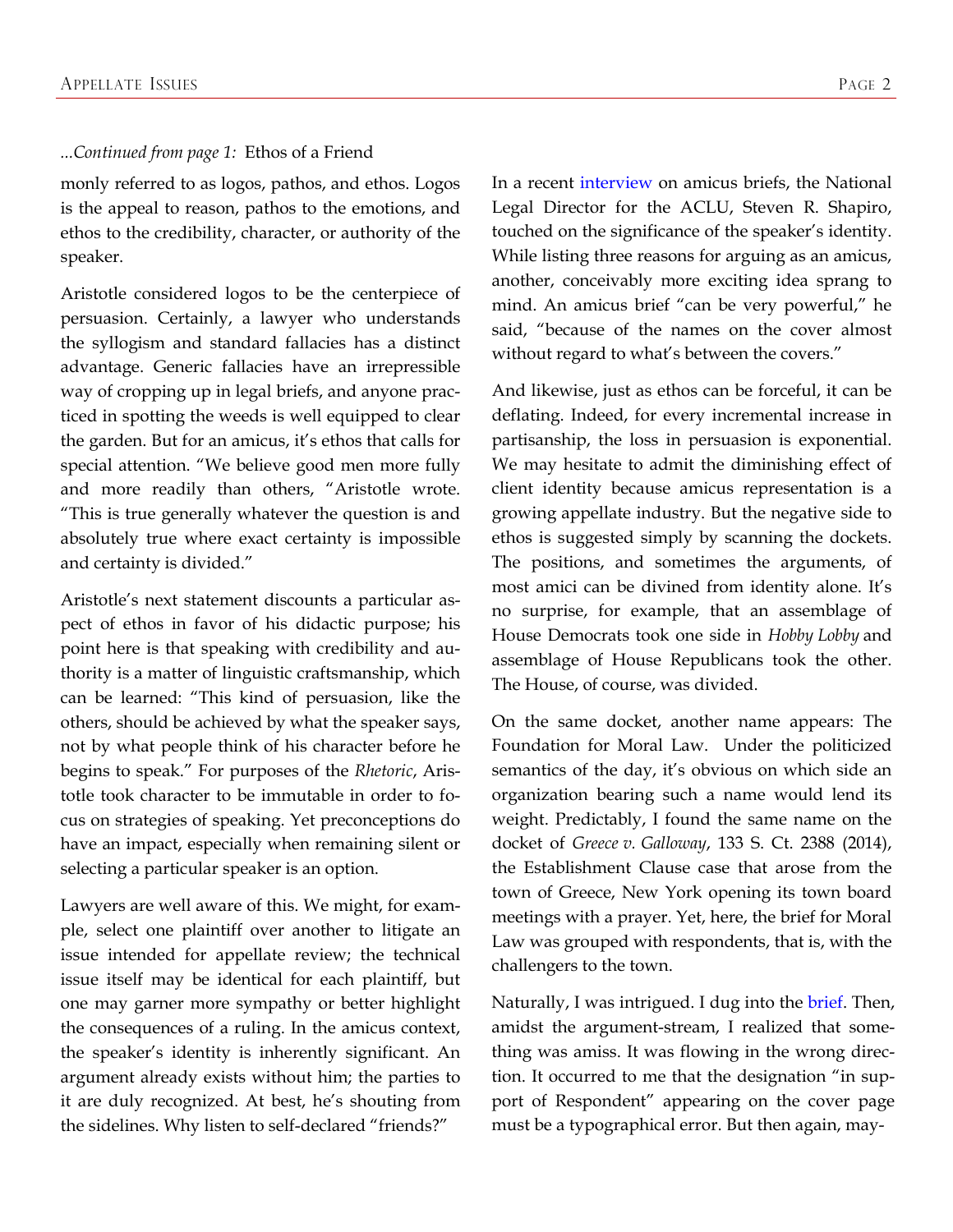*...Continued from page 1:* Ethos of a Friend

monly referred to as logos, pathos, and ethos. Logos is the appeal to reason, pathos to the emotions, and ethos to the credibility, character, or authority of the speaker.

Aristotle considered logos to be the centerpiece of persuasion. Certainly, a lawyer who understands the syllogism and standard fallacies has a distinct advantage. Generic fallacies have an irrepressible way of cropping up in legal briefs, and anyone practiced in spotting the weeds is well equipped to clear the garden. But for an amicus, it's ethos that calls for special attention. "We believe good men more fully and more readily than others, "Aristotle wrote. "This is true generally whatever the question is and absolutely true where exact certainty is impossible and certainty is divided."

Aristotle's next statement discounts a particular aspect of ethos in favor of his didactic purpose; his point here is that speaking with credibility and authority is a matter of linguistic craftsmanship, which can be learned: "This kind of persuasion, like the others, should be achieved by what the speaker says, not by what people think of his character before he begins to speak." For purposes of the *Rhetoric*, Aristotle took character to be immutable in order to focus on strategies of speaking. Yet preconceptions do have an impact, especially when remaining silent or selecting a particular speaker is an option.

Lawyers are well aware of this. We might, for example, select one plaintiff over another to litigate an issue intended for appellate review; the technical issue itself may be identical for each plaintiff, but one may garner more sympathy or better highlight the consequences of a ruling. In the amicus context, the speaker's identity is inherently significant. An argument already exists without him; the parties to it are duly recognized. At best, he's shouting from the sidelines. Why listen to self-declared "friends?"

In a recent interview on amicus briefs, the National Legal Director for the ACLU, Steven R. Shapiro, touched on the significance of the speaker's identity. While listing three reasons for arguing as an amicus, another, conceivably more exciting idea sprang to mind. An amicus brief "can be very powerful," he said, "because of the names on the cover almost without regard to what's between the covers."

And likewise, just as ethos can be forceful, it can be deflating. Indeed, for every incremental increase in partisanship, the loss in persuasion is exponential. We may hesitate to admit the diminishing effect of client identity because amicus representation is a growing appellate industry. But the negative side to ethos is suggested simply by scanning the dockets. The positions, and sometimes the arguments, of most amici can be divined from identity alone. It's no surprise, for example, that an assemblage of House Democrats took one side in *Hobby Lobby* and assemblage of House Republicans took the other. The House, of course, was divided.

On the same docket, another name appears: The Foundation for Moral Law. Under the politicized semantics of the day, it's obvious on which side an organization bearing such a name would lend its weight. Predictably, I found the same name on the docket of *Greece v. Galloway*, 133 S. Ct. 2388 (2014), the Establishment Clause case that arose from the town of Greece, New York opening its town board meetings with a prayer. Yet, here, the brief for Moral Law was grouped with respondents, that is, with the challengers to the town.

Naturally, I was intrigued. I dug into the brief. Then, amidst the argument-stream, I realized that something was amiss. It was flowing in the wrong direction. It occurred to me that the designation "in support of Respondent" appearing on the cover page must be a typographical error. But then again, may-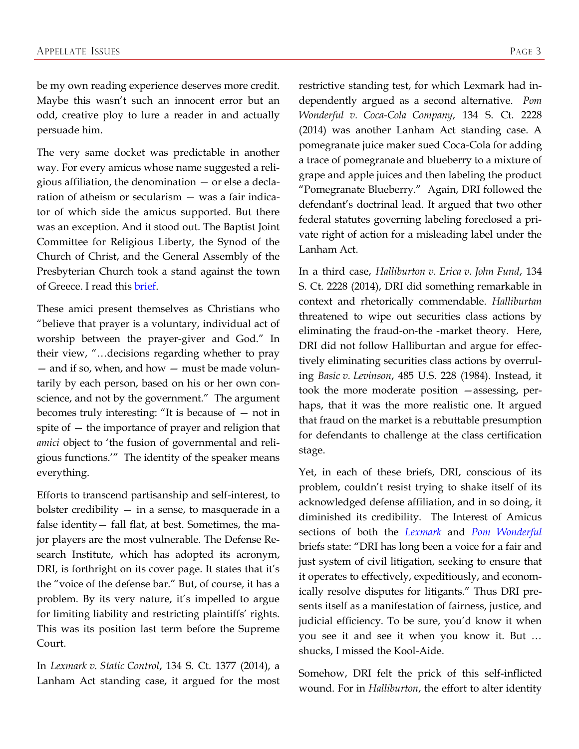be my own reading experience deserves more credit. Maybe this wasn't such an innocent error but an odd, creative ploy to lure a reader in and actually persuade him.

The very same docket was predictable in another way. For every amicus whose name suggested a religious affiliation, the denomination — or else a declaration of atheism or secularism — was a fair indicator of which side the amicus supported. But there was an exception. And it stood out. The Baptist Joint Committee for Religious Liberty, the Synod of the Church of Christ, and the General Assembly of the Presbyterian Church took a stand against the town of Greece. I read this brief.

These amici present themselves as Christians who "believe that prayer is a voluntary, individual act of worship between the prayer-giver and God." In their view, "…decisions regarding whether to pray — and if so, when, and how — must be made voluntarily by each person, based on his or her own conscience, and not by the government." The argument becomes truly interesting: "It is because of — not in spite of — the importance of prayer and religion that *amici* object to 'the fusion of governmental and religious functions.'" The identity of the speaker means everything.

Efforts to transcend partisanship and self-interest, to bolster credibility — in a sense, to masquerade in a false identity— fall flat, at best. Sometimes, the major players are the most vulnerable. The Defense Research Institute, which has adopted its acronym, DRI, is forthright on its cover page. It states that it's the "voice of the defense bar." But, of course, it has a problem. By its very nature, it's impelled to argue for limiting liability and restricting plaintiffs' rights. This was its position last term before the Supreme Court.

In *Lexmark v. Static Control*, 134 S. Ct. 1377 (2014), a Lanham Act standing case, it argued for the most restrictive standing test, for which Lexmark had independently argued as a second alternative. *Pom Wonderful v. Coca-Cola Company*, 134 S. Ct. 2228 (2014) was another Lanham Act standing case. A pomegranate juice maker sued Coca-Cola for adding a trace of pomegranate and blueberry to a mixture of grape and apple juices and then labeling the product "Pomegranate Blueberry." Again, DRI followed the defendant's doctrinal lead. It argued that two other federal statutes governing labeling foreclosed a private right of action for a misleading label under the Lanham Act.

In a third case, *Halliburton v. Erica v. John Fund*, 134 S. Ct. 2228 (2014), DRI did something remarkable in context and rhetorically commendable. *Halliburtan* threatened to wipe out securities class actions by eliminating the fraud-on-the -market theory. Here, DRI did not follow Halliburtan and argue for effectively eliminating securities class actions by overruling *Basic v. Levinson*, 485 U.S. 228 (1984). Instead, it took the more moderate position —assessing, perhaps, that it was the more realistic one. It argued that fraud on the market is a rebuttable presumption for defendants to challenge at the class certification stage.

Yet, in each of these briefs, DRI, conscious of its problem, couldn't resist trying to shake itself of its acknowledged defense affiliation, and in so doing, it diminished its credibility. The Interest of Amicus sections of both the *Lexmark* and *Pom Wonderful* briefs state: "DRI has long been a voice for a fair and just system of civil litigation, seeking to ensure that it operates to effectively, expeditiously, and economically resolve disputes for litigants." Thus DRI presents itself as a manifestation of fairness, justice, and judicial efficiency. To be sure, you'd know it when you see it and see it when you know it. But … shucks, I missed the Kool-Aide.

Somehow, DRI felt the prick of this self-inflicted wound. For in *Halliburton*, the effort to alter identity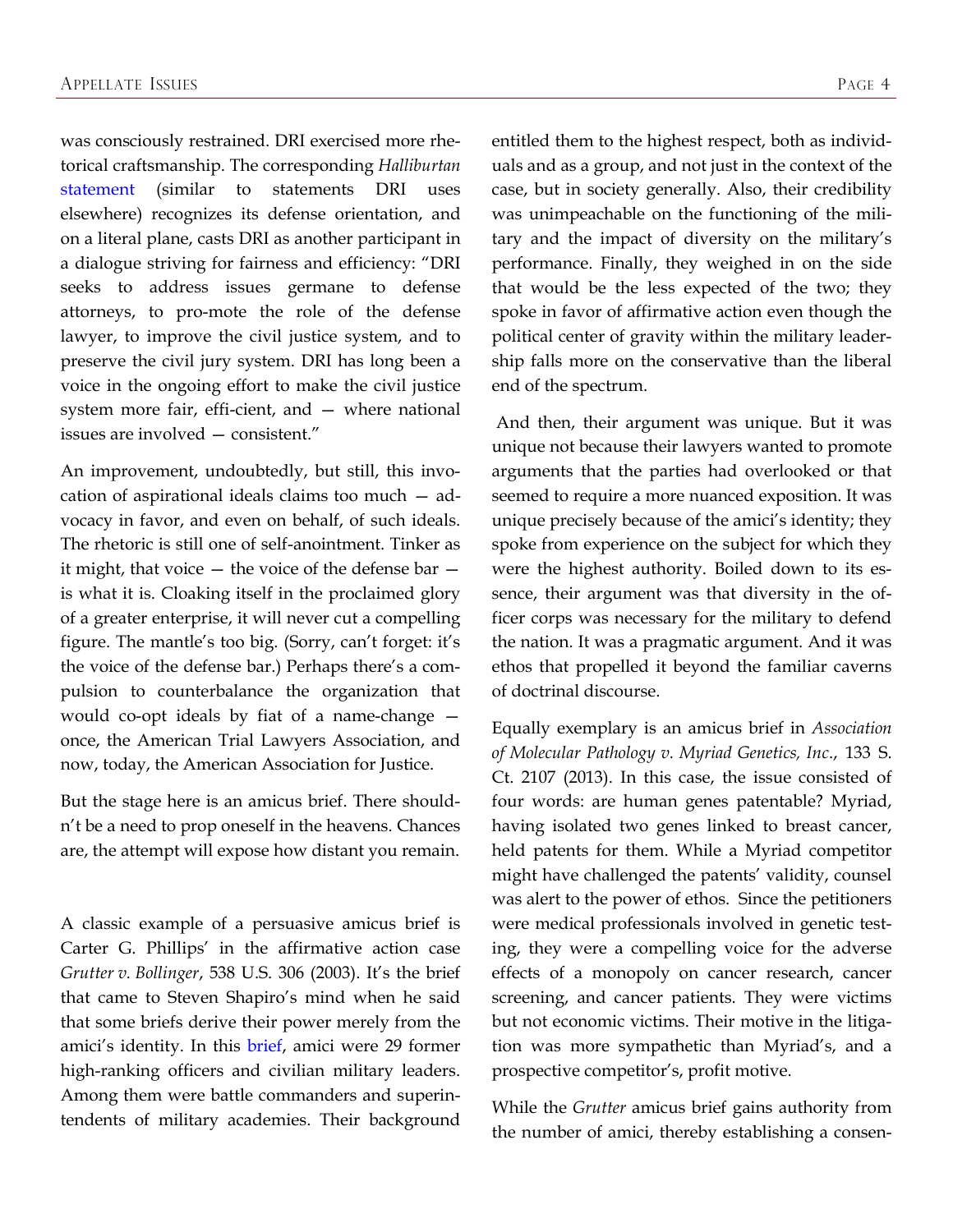was consciously restrained. DRI exercised more rhetorical craftsmanship. The corresponding *Halliburtan* statement (similar to statements DRI uses elsewhere) recognizes its defense orientation, and on a literal plane, casts DRI as another participant in a dialogue striving for fairness and efficiency: "DRI seeks to address issues germane to defense attorneys, to pro-mote the role of the defense lawyer, to improve the civil justice system, and to preserve the civil jury system. DRI has long been a voice in the ongoing effort to make the civil justice system more fair, effi-cient, and — where national issues are involved — consistent."

An improvement, undoubtedly, but still, this invocation of aspirational ideals claims too much — advocacy in favor, and even on behalf, of such ideals. The rhetoric is still one of self-anointment. Tinker as it might, that voice — the voice of the defense bar — is what it is. Cloaking itself in the proclaimed glory of a greater enterprise, it will never cut a compelling figure. The mantle's too big. (Sorry, can't forget: it's the voice of the defense bar.) Perhaps there's a compulsion to counterbalance the organization that would co-opt ideals by fiat of a name-change — once, the American Trial Lawyers Association, and now, today, the American Association for Justice.

But the stage here is an amicus brief. There shouldn't be a need to prop oneself in the heavens. Chances are, the attempt will expose how distant you remain.

A classic example of a persuasive amicus brief is Carter G. Phillips' in the affirmative action case *Grutter v. Bollinger*, 538 U.S. 306 (2003). It's the brief that came to Steven Shapiro's mind when he said that some briefs derive their power merely from the amici's identity. In this brief, amici were 29 former high-ranking officers and civilian military leaders. Among them were battle commanders and superintendents of military academies. Their background entitled them to the highest respect, both as individuals and as a group, and not just in the context of the case, but in society generally. Also, their credibility was unimpeachable on the functioning of the military and the impact of diversity on the military's performance. Finally, they weighed in on the side that would be the less expected of the two; they spoke in favor of affirmative action even though the political center of gravity within the military leadership falls more on the conservative than the liberal end of the spectrum.

And then, their argument was unique. But it was unique not because their lawyers wanted to promote arguments that the parties had overlooked or that seemed to require a more nuanced exposition. It was unique precisely because of the amici's identity; they spoke from experience on the subject for which they were the highest authority. Boiled down to its essence, their argument was that diversity in the officer corps was necessary for the military to defend the nation. It was a pragmatic argument. And it was ethos that propelled it beyond the familiar caverns of doctrinal discourse.

Equally exemplary is an amicus brief in *Association of Molecular Pathology v. Myriad Genetics, Inc*., 133 S. Ct. 2107 (2013). In this case, the issue consisted of four words: are human genes patentable? Myriad, having isolated two genes linked to breast cancer, held patents for them. While a Myriad competitor might have challenged the patents' validity, counsel was alert to the power of ethos. Since the petitioners were medical professionals involved in genetic testing, they were a compelling voice for the adverse effects of a monopoly on cancer research, cancer screening, and cancer patients. They were victims but not economic victims. Their motive in the litigation was more sympathetic than Myriad's, and a prospective competitor's, profit motive.

While the *Grutter* amicus brief gains authority from the number of amici, thereby establishing a consen-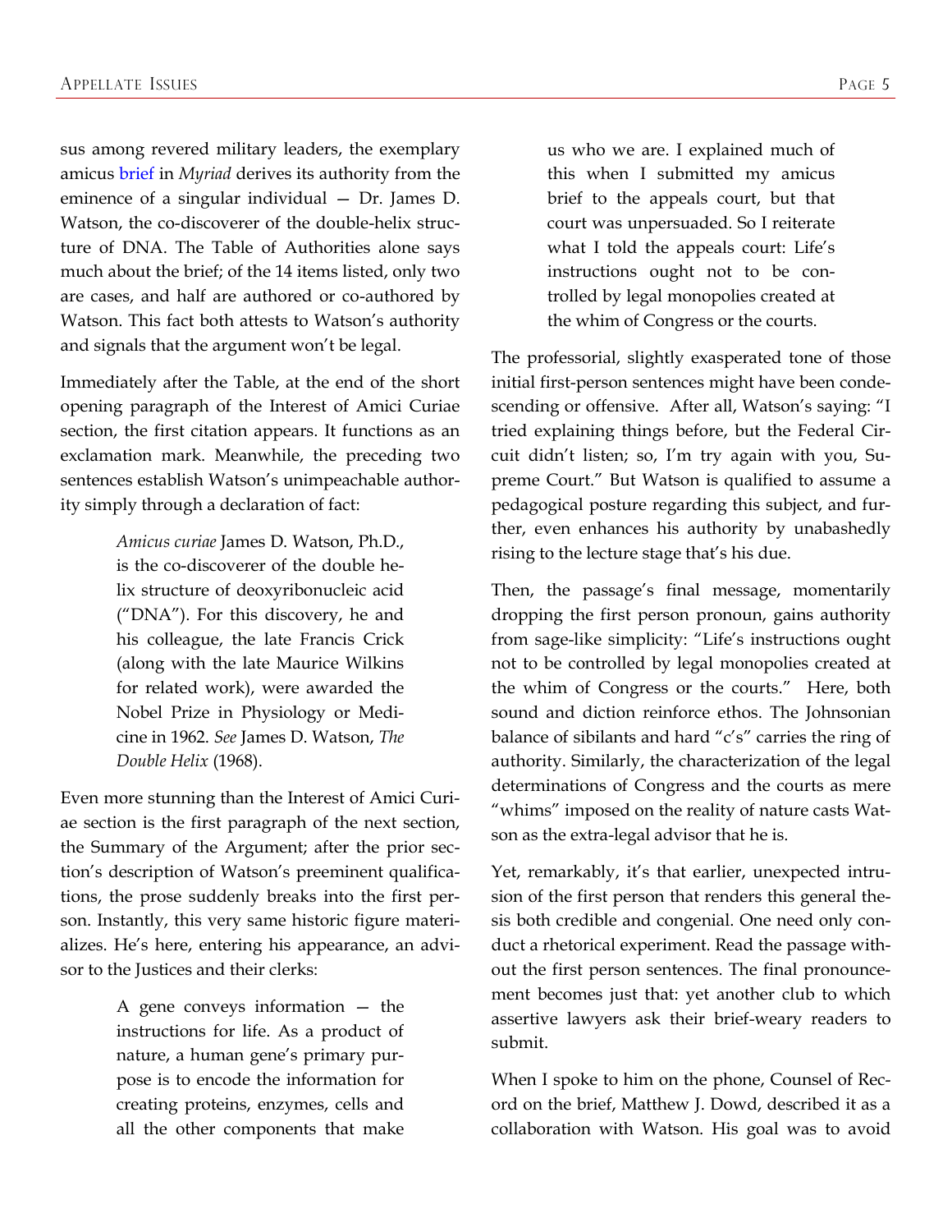sus among revered military leaders, the exemplary amicus brief in *Myriad* derives its authority from the eminence of a singular individual — Dr. James D. Watson, the co-discoverer of the double-helix structure of DNA. The Table of Authorities alone says much about the brief; of the 14 items listed, only two are cases, and half are authored or co-authored by Watson. This fact both attests to Watson's authority and signals that the argument won't be legal.

Immediately after the Table, at the end of the short opening paragraph of the Interest of Amici Curiae section, the first citation appears. It functions as an exclamation mark. Meanwhile, the preceding two sentences establish Watson's unimpeachable authority simply through a declaration of fact:

> *Amicus curiae* James D. Watson, Ph.D., is the co-discoverer of the double helix structure of deoxyribonucleic acid ("DNA"). For this discovery, he and his colleague, the late Francis Crick (along with the late Maurice Wilkins for related work), were awarded the Nobel Prize in Physiology or Medicine in 1962. *See* James D. Watson, *The Double Helix* (1968).

Even more stunning than the Interest of Amici Curiae section is the first paragraph of the next section, the Summary of the Argument; after the prior section's description of Watson's preeminent qualifications, the prose suddenly breaks into the first person. Instantly, this very same historic figure materializes. He's here, entering his appearance, an advisor to the Justices and their clerks:

> A gene conveys information — the instructions for life. As a product of nature, a human gene's primary purpose is to encode the information for creating proteins, enzymes, cells and all the other components that make us who we are. I explained much of this when I submitted my amicus brief to the appeals court, but that court was unpersuaded. So I reiterate what I told the appeals court: Life's instructions ought not to be controlled by legal monopolies created at the whim of Congress or the courts.

The professorial, slightly exasperated tone of those initial first-person sentences might have been condescending or offensive. After all, Watson's saying: "I tried explaining things before, but the Federal Circuit didn't listen; so, I'm try again with you, Supreme Court." But Watson is qualified to assume a pedagogical posture regarding this subject, and further, even enhances his authority by unabashedly rising to the lecture stage that's his due.

Then, the passage's final message, momentarily dropping the first person pronoun, gains authority from sage-like simplicity: "Life's instructions ought not to be controlled by legal monopolies created at the whim of Congress or the courts." Here, both sound and diction reinforce ethos. The Johnsonian balance of sibilants and hard "c's" carries the ring of authority. Similarly, the characterization of the legal determinations of Congress and the courts as mere "whims" imposed on the reality of nature casts Watson as the extra-legal advisor that he is.

Yet, remarkably, it's that earlier, unexpected intrusion of the first person that renders this general thesis both credible and congenial. One need only conduct a rhetorical experiment. Read the passage without the first person sentences. The final pronouncement becomes just that: yet another club to which assertive lawyers ask their brief-weary readers to submit.

When I spoke to him on the phone, Counsel of Record on the brief, Matthew J. Dowd, described it as a collaboration with Watson. His goal was to avoid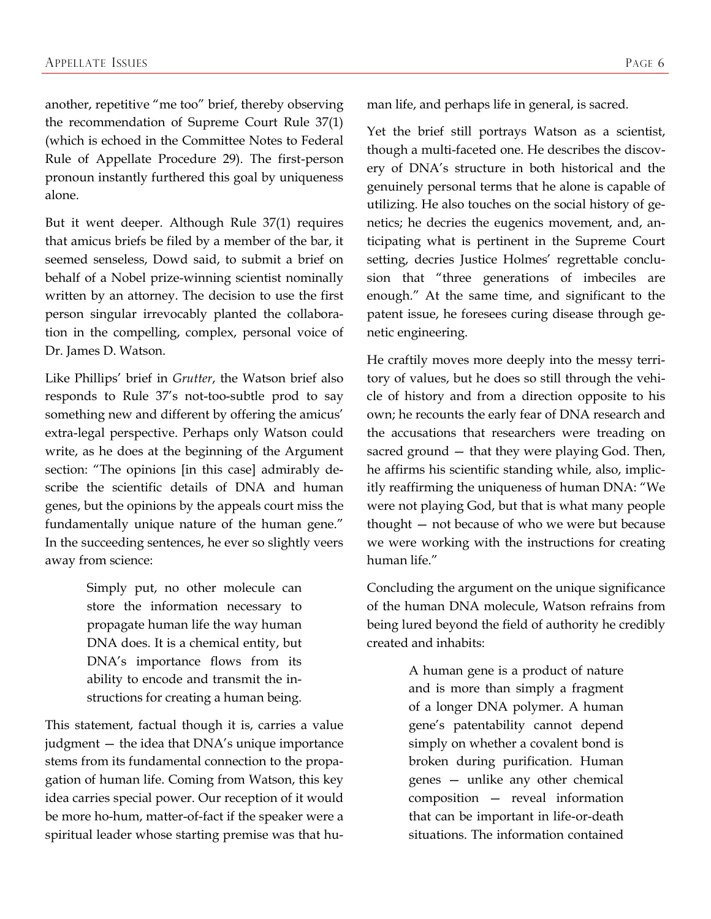another, repetitive "me too" brief, thereby observing the recommendation of Supreme Court Rule 37(1) (which is echoed in the Committee Notes to Federal Rule of Appellate Procedure 29). The first-person pronoun instantly furthered this goal by uniqueness alone.

But it went deeper. Although Rule 37(1) requires that amicus briefs be filed by a member of the bar, it seemed senseless, Dowd said, to submit a brief on behalf of a Nobel prize-winning scientist nominally written by an attorney. The decision to use the first person singular irrevocably planted the collaboration in the compelling, complex, personal voice of Dr. James D. Watson.

Like Phillips' brief in *Grutter*, the Watson brief also responds to Rule 37's not-too-subtle prod to say something new and different by offering the amicus' extra-legal perspective. Perhaps only Watson could write, as he does at the beginning of the Argument section: "The opinions [in this case] admirably describe the scientific details of DNA and human genes, but the opinions by the appeals court miss the fundamentally unique nature of the human gene." In the succeeding sentences, he ever so slightly veers away from science:

> Simply put, no other molecule can store the information necessary to propagate human life the way human DNA does. It is a chemical entity, but DNA's importance flows from its ability to encode and transmit the instructions for creating a human being.

This statement, factual though it is, carries a value judgment — the idea that DNA's unique importance stems from its fundamental connection to the propagation of human life. Coming from Watson, this key idea carries special power. Our reception of it would be more ho-hum, matter-of-fact if the speaker were a spiritual leader whose starting premise was that human life, and perhaps life in general, is sacred.

Yet the brief still portrays Watson as a scientist, though a multi-faceted one. He describes the discovery of DNA's structure in both historical and the genuinely personal terms that he alone is capable of utilizing. He also touches on the social history of genetics; he decries the eugenics movement, and, anticipating what is pertinent in the Supreme Court setting, decries Justice Holmes' regrettable conclusion that "three generations of imbeciles are enough." At the same time, and significant to the patent issue, he foresees curing disease through genetic engineering.

He craftily moves more deeply into the messy territory of values, but he does so still through the vehicle of history and from a direction opposite to his own; he recounts the early fear of DNA research and the accusations that researchers were treading on sacred ground — that they were playing God. Then, he affirms his scientific standing while, also, implicitly reaffirming the uniqueness of human DNA: "We were not playing God, but that is what many people thought — not because of who we were but because we were working with the instructions for creating human life."

Concluding the argument on the unique significance of the human DNA molecule, Watson refrains from being lured beyond the field of authority he credibly created and inhabits:

> A human gene is a product of nature and is more than simply a fragment of a longer DNA polymer. A human gene's patentability cannot depend simply on whether a covalent bond is broken during purification. Human genes — unlike any other chemical composition — reveal information that can be important in life-or-death situations. The information contained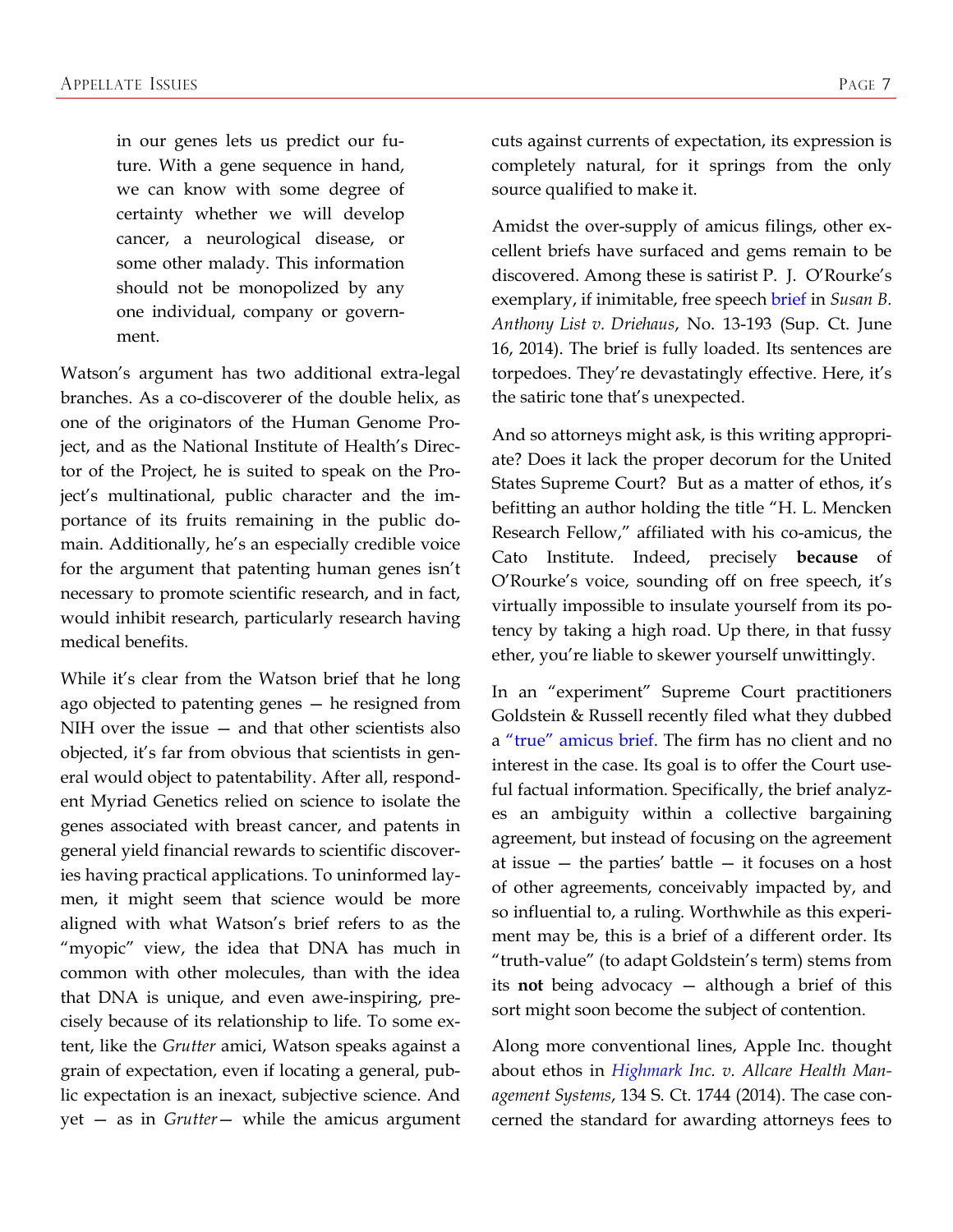> in our genes lets us predict our future. With a gene sequence in hand, we can know with some degree of certainty whether we will develop cancer, a neurological disease, or some other malady. This information should not be monopolized by any one individual, company or government.

Watson's argument has two additional extra-legal branches. As a co-discoverer of the double helix, as one of the originators of the Human Genome Project, and as the National Institute of Health's Director of the Project, he is suited to speak on the Project's multinational, public character and the importance of its fruits remaining in the public domain. Additionally, he's an especially credible voice for the argument that patenting human genes isn't necessary to promote scientific research, and in fact, would inhibit research, particularly research having medical benefits.

While it's clear from the Watson brief that he long ago objected to patenting genes — he resigned from NIH over the issue — and that other scientists also objected, it's far from obvious that scientists in general would object to patentability. After all, respondent Myriad Genetics relied on science to isolate the genes associated with breast cancer, and patents in general yield financial rewards to scientific discoveries having practical applications. To uninformed laymen, it might seem that science would be more aligned with what Watson's brief refers to as the "myopic" view, the idea that DNA has much in common with other molecules, than with the idea that DNA is unique, and even awe-inspiring, precisely because of its relationship to life. To some extent, like the *Grutter* amici, Watson speaks against a grain of expectation, even if locating a general, public expectation is an inexact, subjective science. And yet — as in *Grutter*— while the amicus argument cuts against currents of expectation, its expression is completely natural, for it springs from the only source qualified to make it.

Amidst the over-supply of amicus filings, other excellent briefs have surfaced and gems remain to be discovered. Among these is satirist P. J. O'Rourke's exemplary, if inimitable, free speech brief in *Susan B. Anthony List v. Driehaus*, No. 13-193 (Sup. Ct. June 16, 2014). The brief is fully loaded. Its sentences are torpedoes. They're devastatingly effective. Here, it's the satiric tone that's unexpected.

And so attorneys might ask, is this writing appropriate? Does it lack the proper decorum for the United States Supreme Court? But as a matter of ethos, it's befitting an author holding the title "H. L. Mencken Research Fellow," affiliated with his co-amicus, the Cato Institute. Indeed, precisely **because** of O'Rourke's voice, sounding off on free speech, it's virtually impossible to insulate yourself from its potency by taking a high road. Up there, in that fussy ether, you're liable to skewer yourself unwittingly.

In an "experiment" Supreme Court practitioners Goldstein & Russell recently filed what they dubbed a "true" amicus brief. The firm has no client and no interest in the case. Its goal is to offer the Court useful factual information. Specifically, the brief analyzes an ambiguity within a collective bargaining agreement, but instead of focusing on the agreement at issue — the parties' battle — it focuses on a host of other agreements, conceivably impacted by, and so influential to, a ruling. Worthwhile as this experiment may be, this is a brief of a different order. Its "truth-value" (to adapt Goldstein's term) stems from its **not** being advocacy — although a brief of this sort might soon become the subject of contention.

Along more conventional lines, Apple Inc. thought about ethos in *Highmark Inc. v. Allcare Health Management Systems*, 134 S. Ct. 1744 (2014). The case concerned the standard for awarding attorneys fees to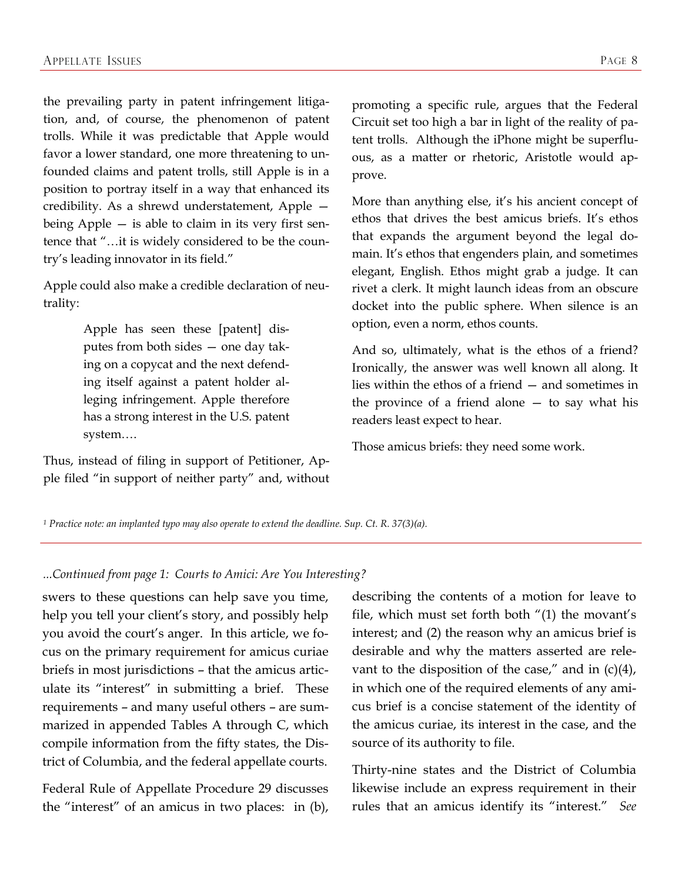the prevailing party in patent infringement litigation, and, of course, the phenomenon of patent trolls. While it was predictable that Apple would favor a lower standard, one more threatening to unfounded claims and patent trolls, still Apple is in a position to portray itself in a way that enhanced its credibility. As a shrewd understatement, Apple — being Apple — is able to claim in its very first sentence that "…it is widely considered to be the country's leading innovator in its field."

Apple could also make a credible declaration of neutrality:

> Apple has seen these [patent] disputes from both sides — one day taking on a copycat and the next defending itself against a patent holder alleging infringement. Apple therefore has a strong interest in the U.S. patent system….

Thus, instead of filing in support of Petitioner, Apple filed "in support of neither party" and, without promoting a specific rule, argues that the Federal Circuit set too high a bar in light of the reality of patent trolls. Although the iPhone might be superfluous, as a matter or rhetoric, Aristotle would approve.

More than anything else, it's his ancient concept of ethos that drives the best amicus briefs. It's ethos that expands the argument beyond the legal domain. It's ethos that engenders plain, and sometimes elegant, English. Ethos might grab a judge. It can rivet a clerk. It might launch ideas from an obscure docket into the public sphere. When silence is an option, even a norm, ethos counts.

And so, ultimately, what is the ethos of a friend? Ironically, the answer was well known all along. It lies within the ethos of a friend — and sometimes in the province of a friend alone — to say what his readers least expect to hear.

Those amicus briefs: they need some work.

[1] *Practice note: an implanted typo may also operate to extend the deadline. Sup. Ct. R. 37(3)(a).*

---

*...Continued from page 1: Courts to Amici: Are You Interesting?*

swers to these questions can help save you time, help you tell your client's story, and possibly help you avoid the court's anger. In this article, we focus on the primary requirement for amicus curiae briefs in most jurisdictions – that the amicus articulate its "interest" in submitting a brief. These requirements – and many useful others – are summarized in appended Tables A through C, which compile information from the fifty states, the District of Columbia, and the federal appellate courts.

Federal Rule of Appellate Procedure 29 discusses the "interest" of an amicus in two places: in (b), describing the contents of a motion for leave to file, which must set forth both "(1) the movant's interest; and (2) the reason why an amicus brief is desirable and why the matters asserted are relevant to the disposition of the case," and in (c)(4), in which one of the required elements of any amicus brief is a concise statement of the identity of the amicus curiae, its interest in the case, and the source of its authority to file.

Thirty-nine states and the District of Columbia likewise include an express requirement in their rules that an amicus identify its "interest." *See*